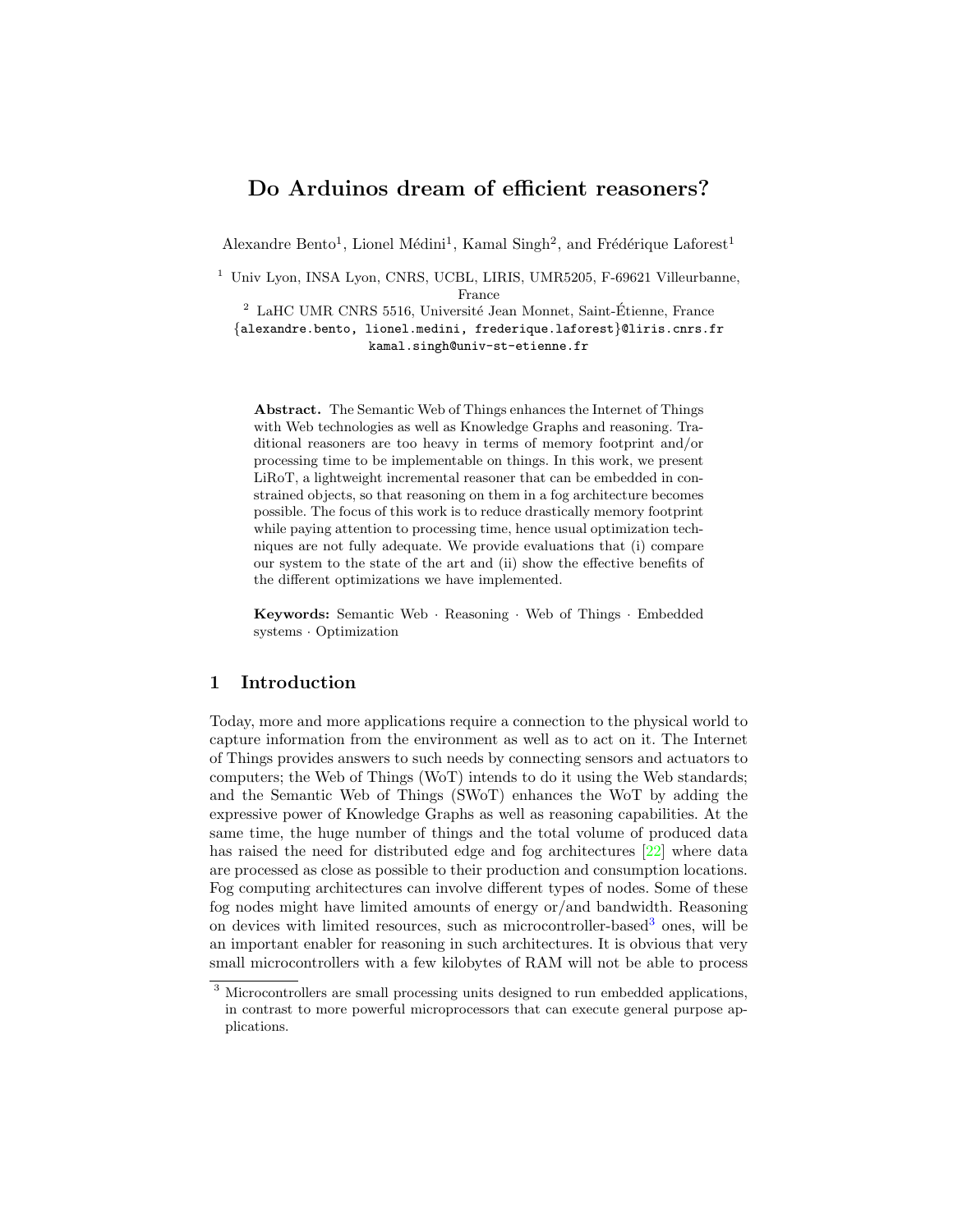# Do Arduinos dream of efficient reasoners?

Alexandre Bento[1], Lionel Médini[1], Kamal Singh[2], and Frédérique Laforest[1]

[1] Univ Lyon, INSA Lyon, CNRS, UCBL, LIRIS, UMR5205, F-69621 Villeurbanne, France
[2] LaHC UMR CNRS 5516, Université Jean Monnet, Saint-Étienne, France
{alexandre.bento, lionel.medini, frederique.laforest}@liris.cnrs.fr
kamal.singh@univ-st-etienne.fr

**Abstract.** The Semantic Web of Things enhances the Internet of Things with Web technologies as well as Knowledge Graphs and reasoning. Traditional reasoners are too heavy in terms of memory footprint and/or processing time to be implementable on things. In this work, we present LiRoT, a lightweight incremental reasoner that can be embedded in constrained objects, so that reasoning on them in a fog architecture becomes possible. The focus of this work is to reduce drastically memory footprint while paying attention to processing time, hence usual optimization techniques are not fully adequate. We provide evaluations that (i) compare our system to the state of the art and (ii) show the effective benefits of the different optimizations we have implemented.

**Keywords:** Semantic Web · Reasoning · Web of Things · Embedded systems · Optimization

## 1 Introduction

Today, more and more applications require a connection to the physical world to capture information from the environment as well as to act on it. The Internet of Things provides answers to such needs by connecting sensors and actuators to computers; the Web of Things (WoT) intends to do it using the Web standards; and the Semantic Web of Things (SWoT) enhances the WoT by adding the expressive power of Knowledge Graphs as well as reasoning capabilities. At the same time, the huge number of things and the total volume of produced data has raised the need for distributed edge and fog architectures [22] where data are processed as close as possible to their production and consumption locations. Fog computing architectures can involve different types of nodes. Some of these fog nodes might have limited amounts of energy or/and bandwidth. Reasoning on devices with limited resources, such as microcontroller-based[3] ones, will be an important enabler for reasoning in such architectures. It is obvious that very small microcontrollers with a few kilobytes of RAM will not be able to process

[3] Microcontrollers are small processing units designed to run embedded applications, in contrast to more powerful microprocessors that can execute general purpose applications.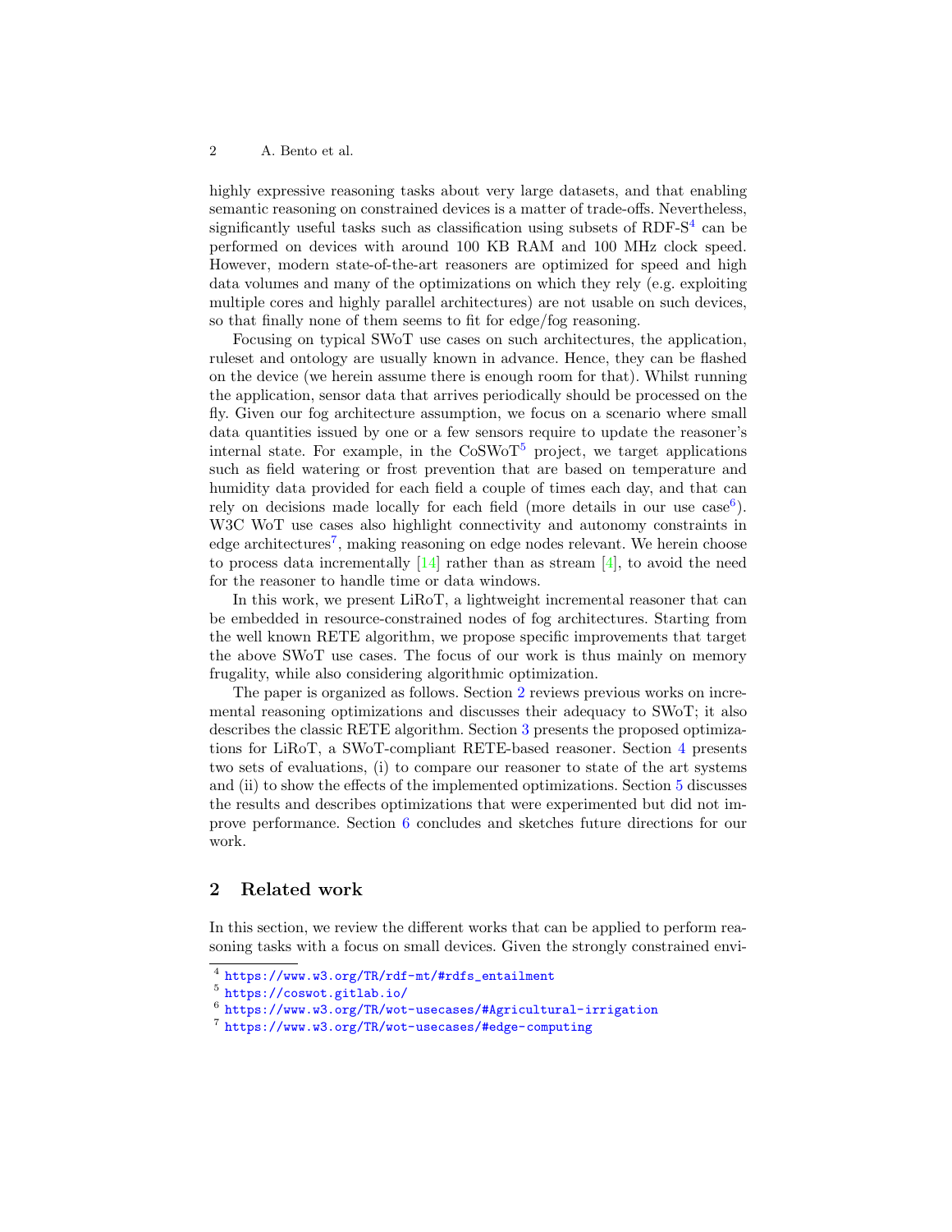highly expressive reasoning tasks about very large datasets, and that enabling semantic reasoning on constrained devices is a matter of trade-offs. Nevertheless, significantly useful tasks such as classification using subsets of RDF-S[4] can be performed on devices with around 100 KB RAM and 100 MHz clock speed. However, modern state-of-the-art reasoners are optimized for speed and high data volumes and many of the optimizations on which they rely (e.g. exploiting multiple cores and highly parallel architectures) are not usable on such devices, so that finally none of them seems to fit for edge/fog reasoning.

Focusing on typical SWoT use cases on such architectures, the application, ruleset and ontology are usually known in advance. Hence, they can be flashed on the device (we herein assume there is enough room for that). Whilst running the application, sensor data that arrives periodically should be processed on the fly. Given our fog architecture assumption, we focus on a scenario where small data quantities issued by one or a few sensors require to update the reasoner's internal state. For example, in the CoSWoT[5] project, we target applications such as field watering or frost prevention that are based on temperature and humidity data provided for each field a couple of times each day, and that can rely on decisions made locally for each field (more details in our use case[6]). W3C WoT use cases also highlight connectivity and autonomy constraints in edge architectures[7], making reasoning on edge nodes relevant. We herein choose to process data incrementally [14] rather than as stream [4], to avoid the need for the reasoner to handle time or data windows.

In this work, we present LiRoT, a lightweight incremental reasoner that can be embedded in resource-constrained nodes of fog architectures. Starting from the well known RETE algorithm, we propose specific improvements that target the above SWoT use cases. The focus of our work is thus mainly on memory frugality, while also considering algorithmic optimization.

The paper is organized as follows. Section 2 reviews previous works on incremental reasoning optimizations and discusses their adequacy to SWoT; it also describes the classic RETE algorithm. Section 3 presents the proposed optimizations for LiRoT, a SWoT-compliant RETE-based reasoner. Section 4 presents two sets of evaluations, (i) to compare our reasoner to state of the art systems and (ii) to show the effects of the implemented optimizations. Section 5 discusses the results and describes optimizations that were experimented but did not improve performance. Section 6 concludes and sketches future directions for our work.

## 2 Related work

In this section, we review the different works that can be applied to perform reasoning tasks with a focus on small devices. Given the strongly constrained envi-

[4] https://www.w3.org/TR/rdf-mt/#rdfs_entailment

[5] https://coswot.gitlab.io/

[6] https://www.w3.org/TR/wot-usecases/#Agricultural-irrigation

[7] https://www.w3.org/TR/wot-usecases/#edge-computing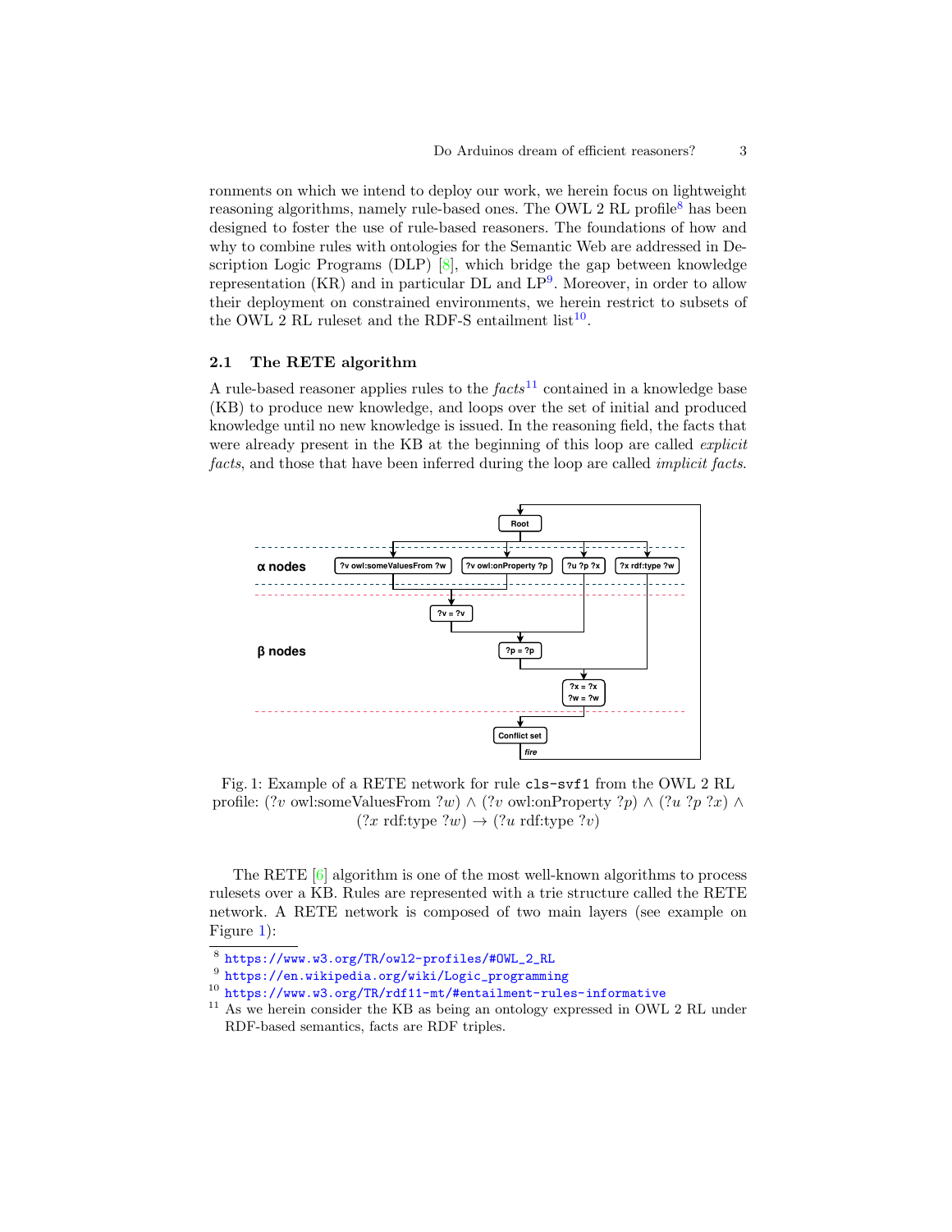ronments on which we intend to deploy our work, we herein focus on lightweight reasoning algorithms, namely rule-based ones. The OWL 2 RL profile[8] has been designed to foster the use of rule-based reasoners. The foundations of how and why to combine rules with ontologies for the Semantic Web are addressed in Description Logic Programs (DLP) [8], which bridge the gap between knowledge representation (KR) and in particular DL and LP[9]. Moreover, in order to allow their deployment on constrained environments, we herein restrict to subsets of the OWL 2 RL ruleset and the RDF-S entailment list[10].

### 2.1 The RETE algorithm

A rule-based reasoner applies rules to the *facts*[11] contained in a knowledge base (KB) to produce new knowledge, and loops over the set of initial and produced knowledge until no new knowledge is issued. In the reasoning field, the facts that were already present in the KB at the beginning of this loop are called *explicit facts*, and those that have been inferred during the loop are called *implicit facts*.

Root

α nodes

?v owl:someValuesFrom ?w

?v owl:onProperty ?p

?u ?p ?x

?x rdf:type ?w

?v = ?v

β nodes

?p = ?p

?x = ?x
?w = ?w

Conflict set

fire

Fig. 1: Example of a RETE network for rule `cls-svf1` from the OWL 2 RL profile: (?$v$ owl:someValuesFrom ?$w$) $\wedge$ (?$v$ owl:onProperty ?$p$) $\wedge$ (?$u$ ?$p$ ?$x$) $\wedge$ (?$x$ rdf:type ?$w$) $\rightarrow$ (?$u$ rdf:type ?$v$)

The RETE [6] algorithm is one of the most well-known algorithms to process rulesets over a KB. Rules are represented with a trie structure called the RETE network. A RETE network is composed of two main layers (see example on Figure 1):

[8] https://www.w3.org/TR/owl2-profiles/#OWL_2_RL
[9] https://en.wikipedia.org/wiki/Logic_programming
[10] https://www.w3.org/TR/rdf11-mt/#entailment-rules-informative
[11] As we herein consider the KB as being an ontology expressed in OWL 2 RL under RDF-based semantics, facts are RDF triples.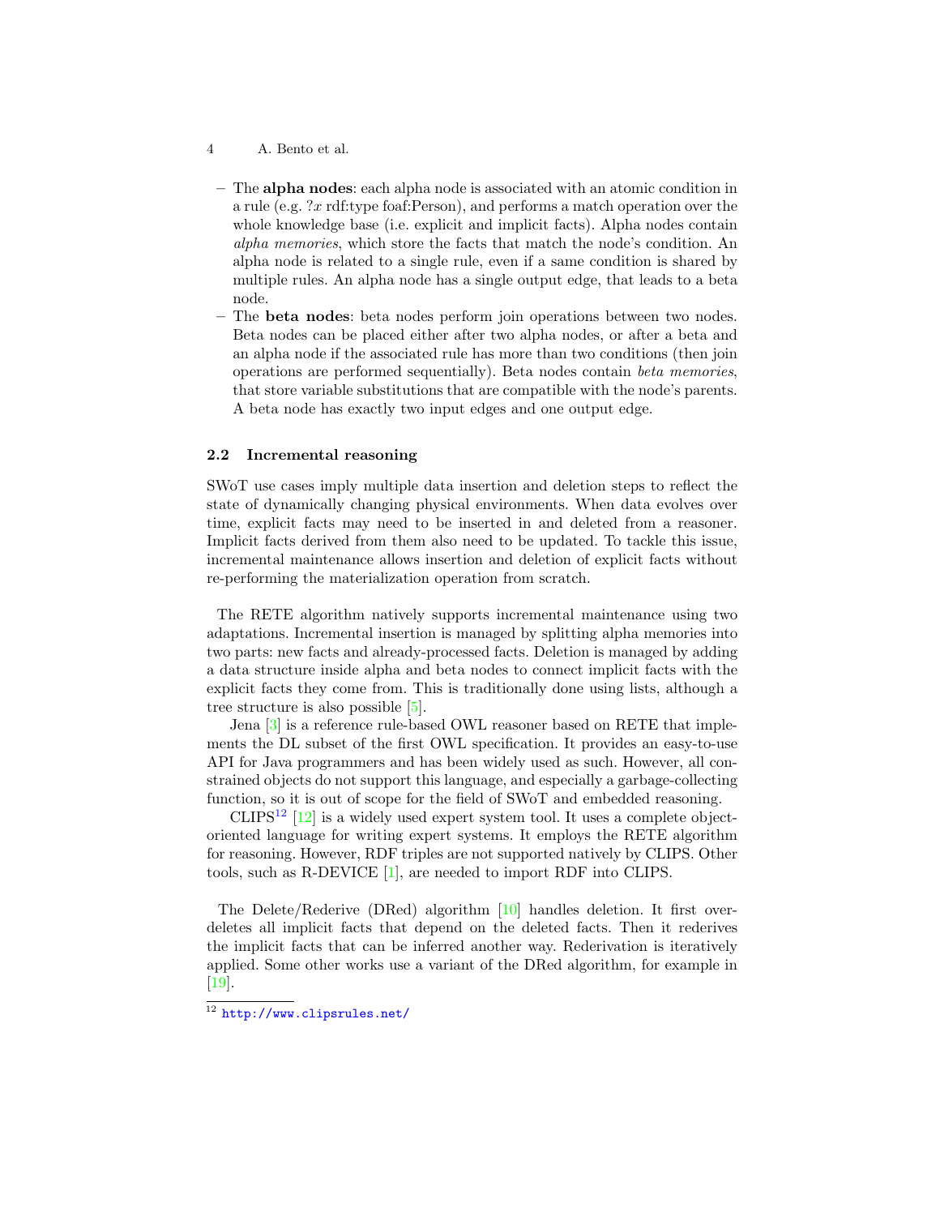- The **alpha nodes**: each alpha node is associated with an atomic condition in a rule (e.g. ?*x* rdf:type foaf:Person), and performs a match operation over the whole knowledge base (i.e. explicit and implicit facts). Alpha nodes contain *alpha memories*, which store the facts that match the node's condition. An alpha node is related to a single rule, even if a same condition is shared by multiple rules. An alpha node has a single output edge, that leads to a beta node.
- The **beta nodes**: beta nodes perform join operations between two nodes. Beta nodes can be placed either after two alpha nodes, or after a beta and an alpha node if the associated rule has more than two conditions (then join operations are performed sequentially). Beta nodes contain *beta memories*, that store variable substitutions that are compatible with the node's parents. A beta node has exactly two input edges and one output edge.

### 2.2 Incremental reasoning

SWoT use cases imply multiple data insertion and deletion steps to reflect the state of dynamically changing physical environments. When data evolves over time, explicit facts may need to be inserted in and deleted from a reasoner. Implicit facts derived from them also need to be updated. To tackle this issue, incremental maintenance allows insertion and deletion of explicit facts without re-performing the materialization operation from scratch.

The RETE algorithm natively supports incremental maintenance using two adaptations. Incremental insertion is managed by splitting alpha memories into two parts: new facts and already-processed facts. Deletion is managed by adding a data structure inside alpha and beta nodes to connect implicit facts with the explicit facts they come from. This is traditionally done using lists, although a tree structure is also possible [5].

Jena [3] is a reference rule-based OWL reasoner based on RETE that implements the DL subset of the first OWL specification. It provides an easy-to-use API for Java programmers and has been widely used as such. However, all constrained objects do not support this language, and especially a garbage-collecting function, so it is out of scope for the field of SWoT and embedded reasoning.

CLIPS[12] [12] is a widely used expert system tool. It uses a complete object-oriented language for writing expert systems. It employs the RETE algorithm for reasoning. However, RDF triples are not supported natively by CLIPS. Other tools, such as R-DEVICE [1], are needed to import RDF into CLIPS.

The Delete/Rederive (DRed) algorithm [10] handles deletion. It first over-deletes all implicit facts that depend on the deleted facts. Then it rederives the implicit facts that can be inferred another way. Rederivation is iteratively applied. Some other works use a variant of the DRed algorithm, for example in [19].

[12] http://www.clipsrules.net/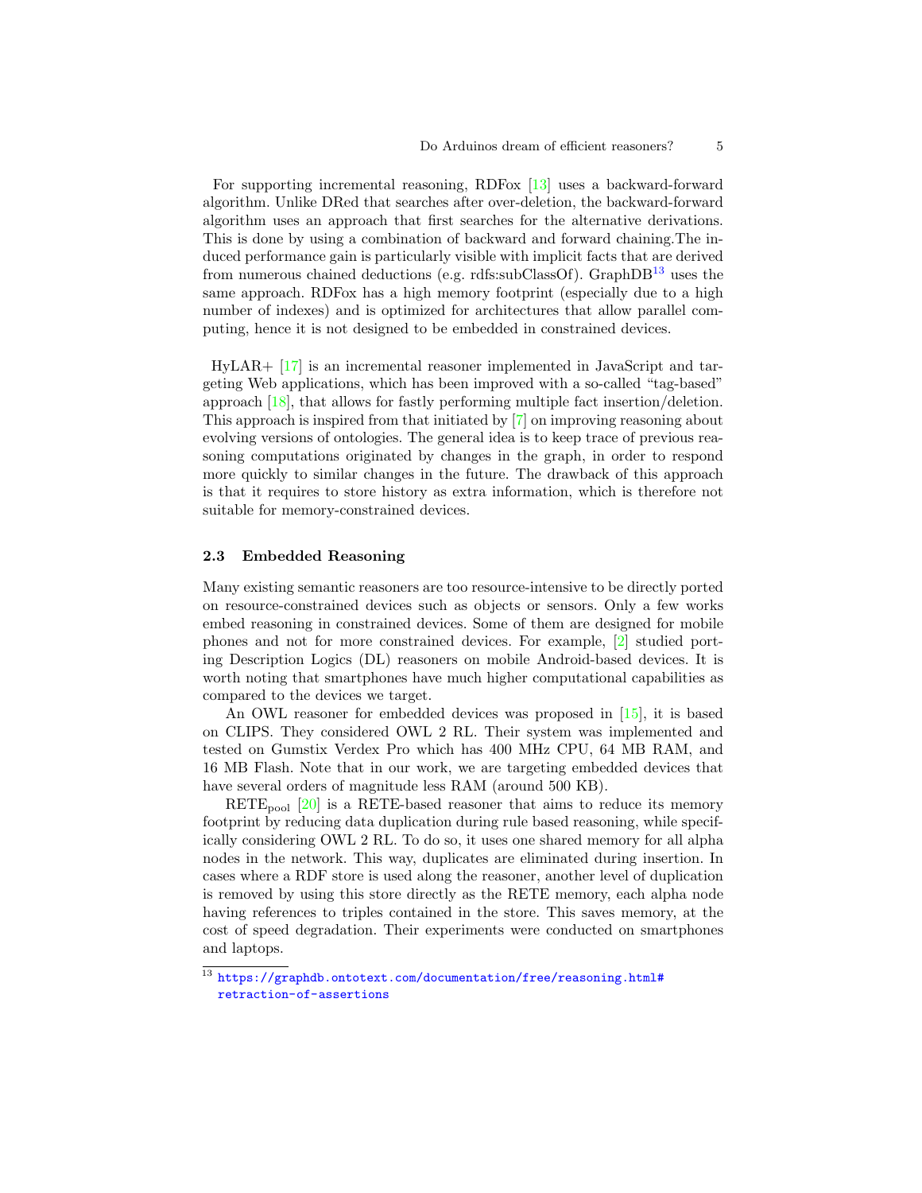For supporting incremental reasoning, RDFox [13] uses a backward-forward algorithm. Unlike DRed that searches after over-deletion, the backward-forward algorithm uses an approach that first searches for the alternative derivations. This is done by using a combination of backward and forward chaining.The induced performance gain is particularly visible with implicit facts that are derived from numerous chained deductions (e.g. rdfs:subClassOf). GraphDB[13] uses the same approach. RDFox has a high memory footprint (especially due to a high number of indexes) and is optimized for architectures that allow parallel computing, hence it is not designed to be embedded in constrained devices.

HyLAR+ [17] is an incremental reasoner implemented in JavaScript and targeting Web applications, which has been improved with a so-called "tag-based" approach [18], that allows for fastly performing multiple fact insertion/deletion. This approach is inspired from that initiated by [7] on improving reasoning about evolving versions of ontologies. The general idea is to keep trace of previous reasoning computations originated by changes in the graph, in order to respond more quickly to similar changes in the future. The drawback of this approach is that it requires to store history as extra information, which is therefore not suitable for memory-constrained devices.

### 2.3 Embedded Reasoning

Many existing semantic reasoners are too resource-intensive to be directly ported on resource-constrained devices such as objects or sensors. Only a few works embed reasoning in constrained devices. Some of them are designed for mobile phones and not for more constrained devices. For example, [2] studied porting Description Logics (DL) reasoners on mobile Android-based devices. It is worth noting that smartphones have much higher computational capabilities as compared to the devices we target.

An OWL reasoner for embedded devices was proposed in [15], it is based on CLIPS. They considered OWL 2 RL. Their system was implemented and tested on Gumstix Verdex Pro which has 400 MHz CPU, 64 MB RAM, and 16 MB Flash. Note that in our work, we are targeting embedded devices that have several orders of magnitude less RAM (around 500 KB).

$\text{RETE}_{\text{pool}}$ [20] is a RETE-based reasoner that aims to reduce its memory footprint by reducing data duplication during rule based reasoning, while specifically considering OWL 2 RL. To do so, it uses one shared memory for all alpha nodes in the network. This way, duplicates are eliminated during insertion. In cases where a RDF store is used along the reasoner, another level of duplication is removed by using this store directly as the RETE memory, each alpha node having references to triples contained in the store. This saves memory, at the cost of speed degradation. Their experiments were conducted on smartphones and laptops.

[13] https://graphdb.ontotext.com/documentation/free/reasoning.html#retraction-of-assertions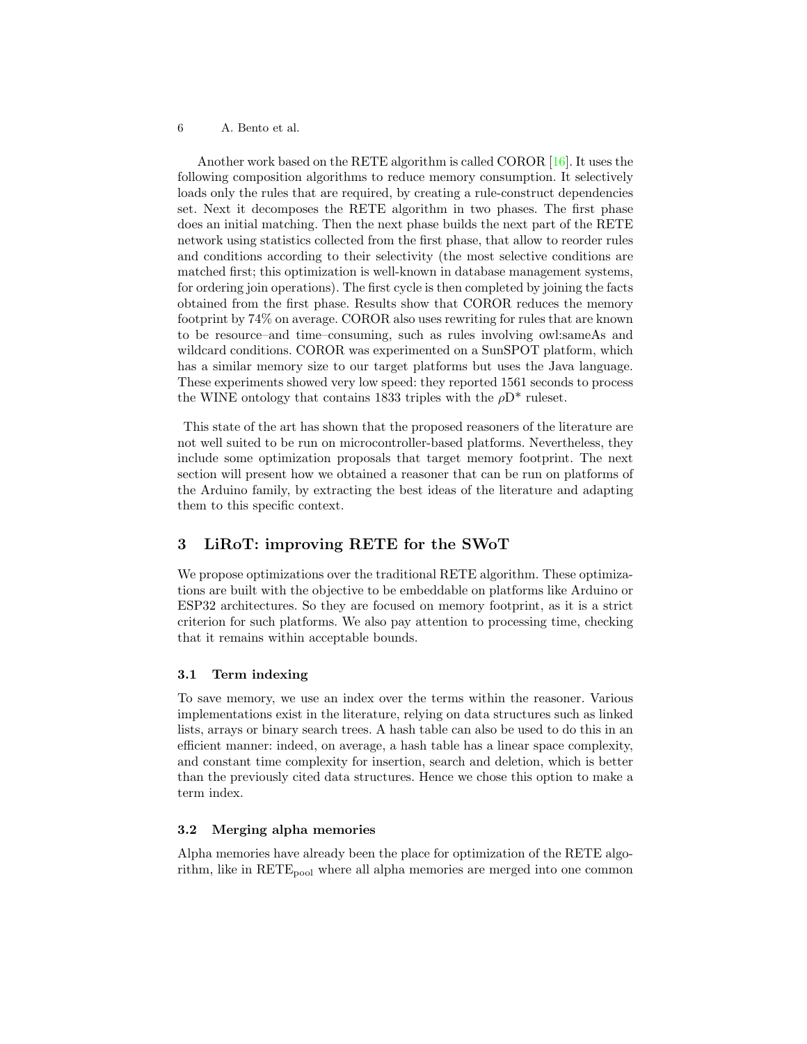Another work based on the RETE algorithm is called COROR [16]. It uses the following composition algorithms to reduce memory consumption. It selectively loads only the rules that are required, by creating a rule-construct dependencies set. Next it decomposes the RETE algorithm in two phases. The first phase does an initial matching. Then the next phase builds the next part of the RETE network using statistics collected from the first phase, that allow to reorder rules and conditions according to their selectivity (the most selective conditions are matched first; this optimization is well-known in database management systems, for ordering join operations). The first cycle is then completed by joining the facts obtained from the first phase. Results show that COROR reduces the memory footprint by 74% on average. COROR also uses rewriting for rules that are known to be resource–and time–consuming, such as rules involving owl:sameAs and wildcard conditions. COROR was experimented on a SunSPOT platform, which has a similar memory size to our target platforms but uses the Java language. These experiments showed very low speed: they reported 1561 seconds to process the WINE ontology that contains 1833 triples with the $\rho$D* ruleset.

This state of the art has shown that the proposed reasoners of the literature are not well suited to be run on microcontroller-based platforms. Nevertheless, they include some optimization proposals that target memory footprint. The next section will present how we obtained a reasoner that can be run on platforms of the Arduino family, by extracting the best ideas of the literature and adapting them to this specific context.

## 3 LiRoT: improving RETE for the SWoT

We propose optimizations over the traditional RETE algorithm. These optimizations are built with the objective to be embeddable on platforms like Arduino or ESP32 architectures. So they are focused on memory footprint, as it is a strict criterion for such platforms. We also pay attention to processing time, checking that it remains within acceptable bounds.

### 3.1 Term indexing

To save memory, we use an index over the terms within the reasoner. Various implementations exist in the literature, relying on data structures such as linked lists, arrays or binary search trees. A hash table can also be used to do this in an efficient manner: indeed, on average, a hash table has a linear space complexity, and constant time complexity for insertion, search and deletion, which is better than the previously cited data structures. Hence we chose this option to make a term index.

### 3.2 Merging alpha memories

Alpha memories have already been the place for optimization of the RETE algorithm, like in $\text{RETE}_{\text{pool}}$ where all alpha memories are merged into one common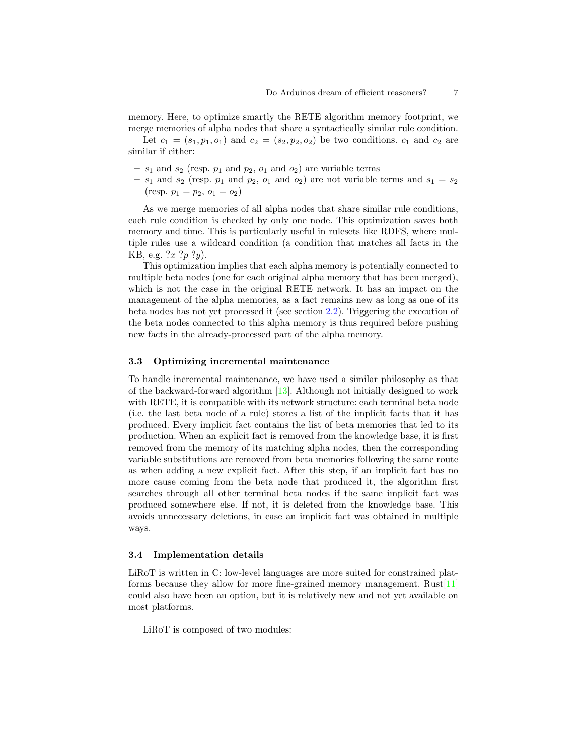memory. Here, to optimize smartly the RETE algorithm memory footprint, we merge memories of alpha nodes that share a syntactically similar rule condition.

Let $c_1 = (s_1, p_1, o_1)$ and $c_2 = (s_2, p_2, o_2)$ be two conditions. $c_1$ and $c_2$ are similar if either:

- $s_1$ and $s_2$ (resp. $p_1$ and $p_2$, $o_1$ and $o_2$) are variable terms
- $s_1$ and $s_2$ (resp. $p_1$ and $p_2$, $o_1$ and $o_2$) are not variable terms and $s_1 = s_2$ (resp. $p_1 = p_2$, $o_1 = o_2$)

As we merge memories of all alpha nodes that share similar rule conditions, each rule condition is checked by only one node. This optimization saves both memory and time. This is particularly useful in rulesets like RDFS, where multiple rules use a wildcard condition (a condition that matches all facts in the KB, e.g. $?x\ ?p\ ?y$).

This optimization implies that each alpha memory is potentially connected to multiple beta nodes (one for each original alpha memory that has been merged), which is not the case in the original RETE network. It has an impact on the management of the alpha memories, as a fact remains new as long as one of its beta nodes has not yet processed it (see section 2.2). Triggering the execution of the beta nodes connected to this alpha memory is thus required before pushing new facts in the already-processed part of the alpha memory.

### 3.3 Optimizing incremental maintenance

To handle incremental maintenance, we have used a similar philosophy as that of the backward-forward algorithm [13]. Although not initially designed to work with RETE, it is compatible with its network structure: each terminal beta node (i.e. the last beta node of a rule) stores a list of the implicit facts that it has produced. Every implicit fact contains the list of beta memories that led to its production. When an explicit fact is removed from the knowledge base, it is first removed from the memory of its matching alpha nodes, then the corresponding variable substitutions are removed from beta memories following the same route as when adding a new explicit fact. After this step, if an implicit fact has no more cause coming from the beta node that produced it, the algorithm first searches through all other terminal beta nodes if the same implicit fact was produced somewhere else. If not, it is deleted from the knowledge base. This avoids unnecessary deletions, in case an implicit fact was obtained in multiple ways.

### 3.4 Implementation details

LiRoT is written in C: low-level languages are more suited for constrained platforms because they allow for more fine-grained memory management. Rust[11] could also have been an option, but it is relatively new and not yet available on most platforms.

LiRoT is composed of two modules: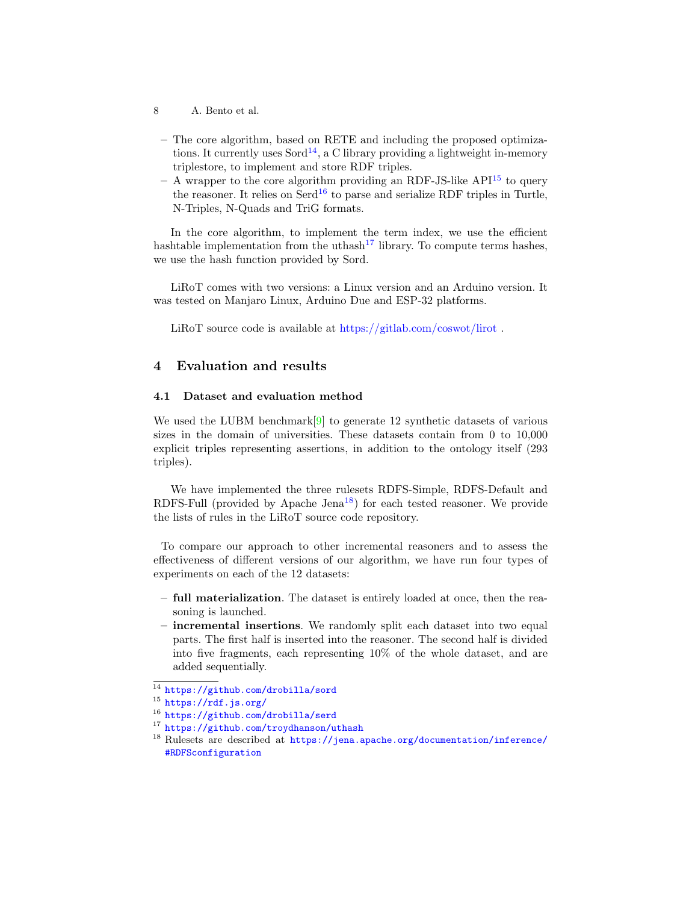- The core algorithm, based on RETE and including the proposed optimizations. It currently uses Sord[14], a C library providing a lightweight in-memory triplestore, to implement and store RDF triples.
- A wrapper to the core algorithm providing an RDF-JS-like API[15] to query the reasoner. It relies on Serd[16] to parse and serialize RDF triples in Turtle, N-Triples, N-Quads and TriG formats.

In the core algorithm, to implement the term index, we use the efficient hashtable implementation from the uthash[17] library. To compute terms hashes, we use the hash function provided by Sord.

LiRoT comes with two versions: a Linux version and an Arduino version. It was tested on Manjaro Linux, Arduino Due and ESP-32 platforms.

LiRoT source code is available at https://gitlab.com/coswot/lirot .

## 4 Evaluation and results

### 4.1 Dataset and evaluation method

We used the LUBM benchmark[9] to generate 12 synthetic datasets of various sizes in the domain of universities. These datasets contain from 0 to 10,000 explicit triples representing assertions, in addition to the ontology itself (293 triples).

We have implemented the three rulesets RDFS-Simple, RDFS-Default and RDFS-Full (provided by Apache Jena[18]) for each tested reasoner. We provide the lists of rules in the LiRoT source code repository.

To compare our approach to other incremental reasoners and to assess the effectiveness of different versions of our algorithm, we have run four types of experiments on each of the 12 datasets:

- **full materialization**. The dataset is entirely loaded at once, then the reasoning is launched.
- **incremental insertions**. We randomly split each dataset into two equal parts. The first half is inserted into the reasoner. The second half is divided into five fragments, each representing 10% of the whole dataset, and are added sequentially.

---

[14] https://github.com/drobilla/sord
[15] https://rdf.js.org/
[16] https://github.com/drobilla/serd
[17] https://github.com/troydhanson/uthash
[18] Rulesets are described at https://jena.apache.org/documentation/inference/#RDFSconfiguration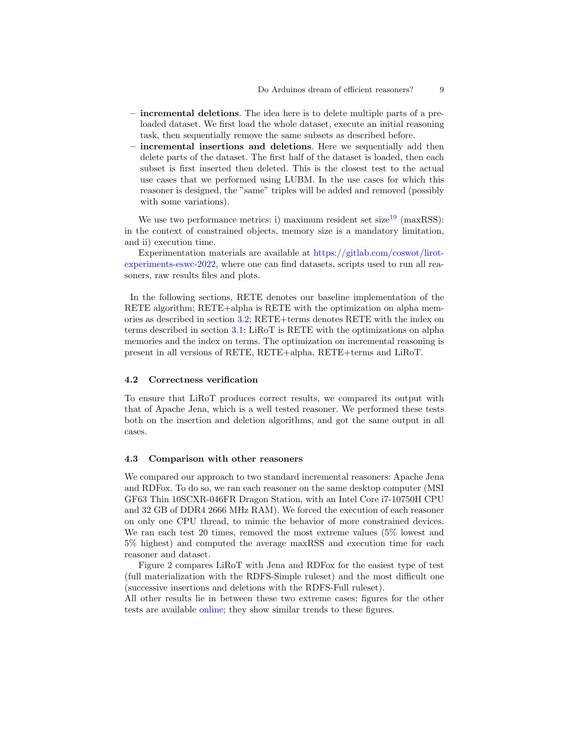- **incremental deletions**. The idea here is to delete multiple parts of a preloaded dataset. We first load the whole dataset, execute an initial reasoning task, then sequentially remove the same subsets as described before.
- **incremental insertions and deletions**. Here we sequentially add then delete parts of the dataset. The first half of the dataset is loaded, then each subset is first inserted then deleted. This is the closest test to the actual use cases that we performed using LUBM. In the use cases for which this reasoner is designed, the "same" triples will be added and removed (possibly with some variations).

We use two performance metrics: i) maximum resident set size[19] (maxRSS): in the context of constrained objects, memory size is a mandatory limitation, and ii) execution time.

Experimentation materials are available at https://gitlab.com/coswot/lirot-experiments-eswc-2022, where one can find datasets, scripts used to run all reasoners, raw results files and plots.

In the following sections, RETE denotes our baseline implementation of the RETE algorithm; RETE+alpha is RETE with the optimization on alpha memories as described in section 3.2; RETE+terms denotes RETE with the index on terms described in section 3.1; LiRoT is RETE with the optimizations on alpha memories and the index on terms. The optimization on incremental reasoning is present in all versions of RETE, RETE+alpha, RETE+terms and LiRoT.

### 4.2 Correctness verification

To ensure that LiRoT produces correct results, we compared its output with that of Apache Jena, which is a well tested reasoner. We performed these tests both on the insertion and deletion algorithms, and got the same output in all cases.

### 4.3 Comparison with other reasoners

We compared our approach to two standard incremental reasoners: Apache Jena and RDFox. To do so, we ran each reasoner on the same desktop computer (MSI GF63 Thin 10SCXR-046FR Dragon Station, with an Intel Core i7-10750H CPU and 32 GB of DDR4 2666 MHz RAM). We forced the execution of each reasoner on only one CPU thread, to mimic the behavior of more constrained devices. We ran each test 20 times, removed the most extreme values (5% lowest and 5% highest) and computed the average maxRSS and execution time for each reasoner and dataset.

Figure 2 compares LiRoT with Jena and RDFox for the easiest type of test (full materialization with the RDFS-Simple ruleset) and the most difficult one (successive insertions and deletions with the RDFS-Full ruleset).
All other results lie in between these two extreme cases; figures for the other tests are available online; they show similar trends to these figures.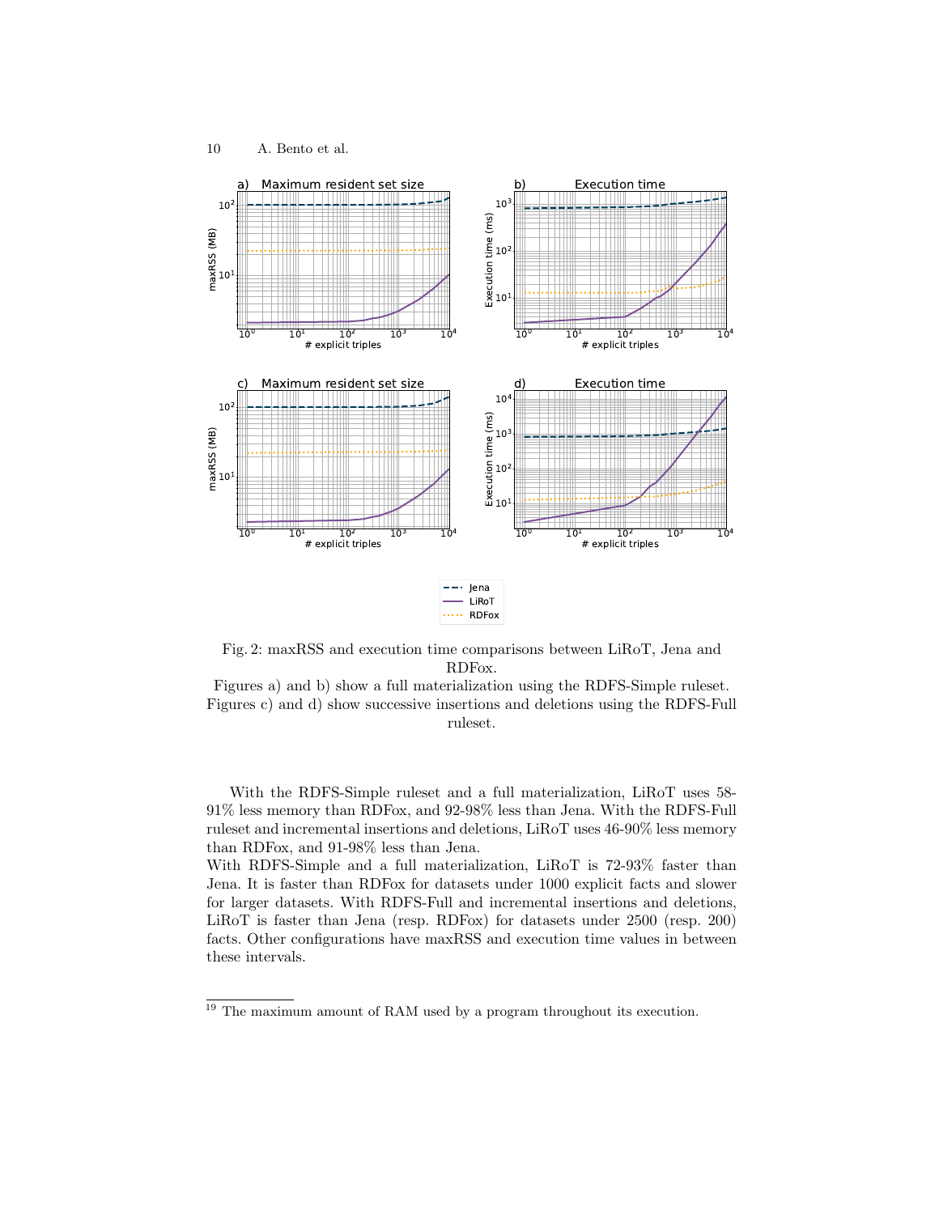Fig. 2: maxRSS and execution time comparisons between LiRoT, Jena and RDFox.
Figures a) and b) show a full materialization using the RDFS-Simple ruleset. Figures c) and d) show successive insertions and deletions using the RDFS-Full ruleset.

With the RDFS-Simple ruleset and a full materialization, LiRoT uses 58-91% less memory than RDFox, and 92-98% less than Jena. With the RDFS-Full ruleset and incremental insertions and deletions, LiRoT uses 46-90% less memory than RDFox, and 91-98% less than Jena.
With RDFS-Simple and a full materialization, LiRoT is 72-93% faster than Jena. It is faster than RDFox for datasets under 1000 explicit facts and slower for larger datasets. With RDFS-Full and incremental insertions and deletions, LiRoT is faster than Jena (resp. RDFox) for datasets under 2500 (resp. 200) facts. Other configurations have maxRSS and execution time values in between these intervals.

[19] The maximum amount of RAM used by a program throughout its execution.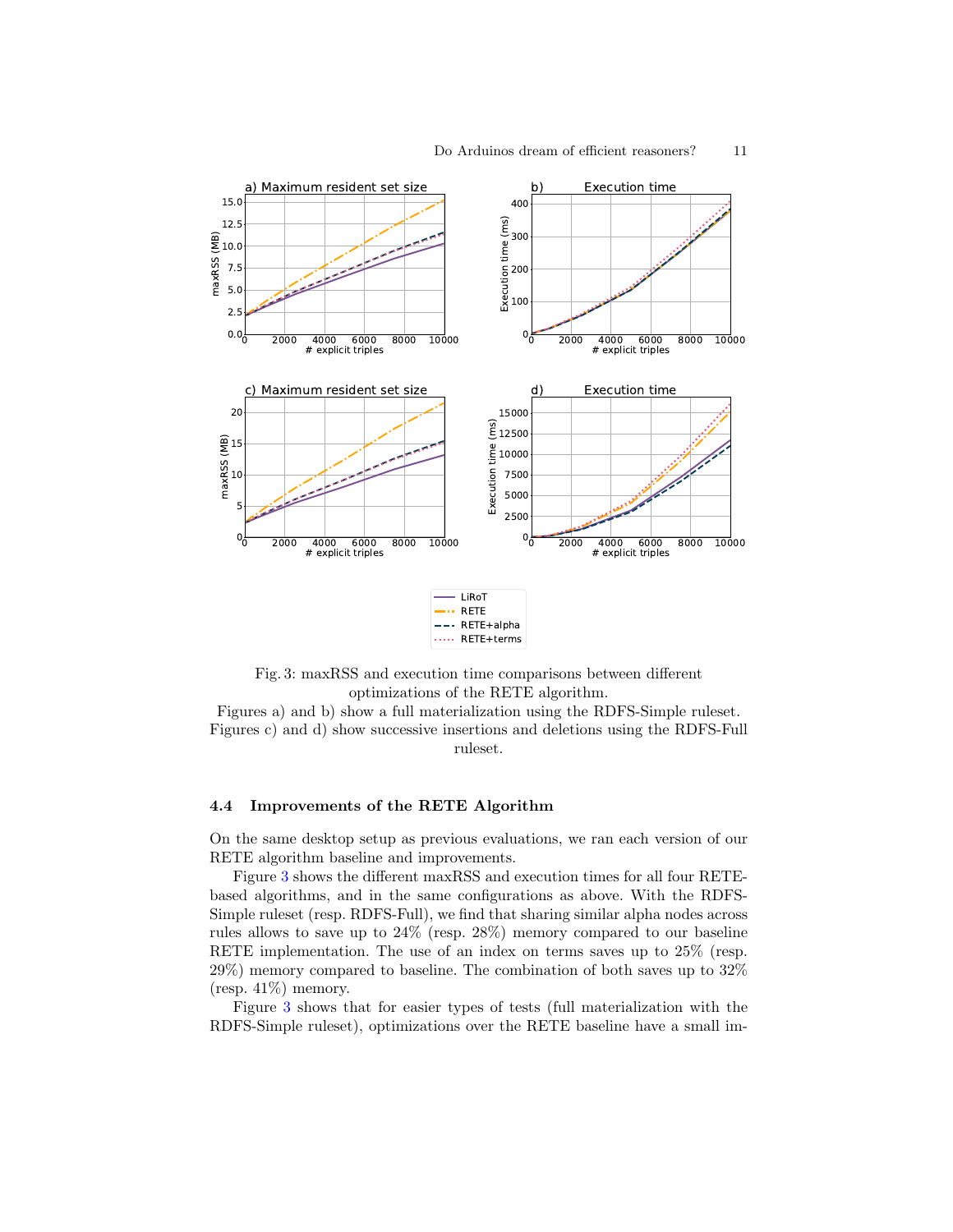a) Maximum resident set size

maxRSS (MB)

0.0 2.5 5.0 7.5 10.0 12.5 15.0

0 2000 4000 6000 8000 10000

# explicit triples

b) Execution time

Execution time (ms)

0 100 200 300 400

0 2000 4000 6000 8000 10000

# explicit triples

c) Maximum resident set size

maxRSS (MB)

0 5 10 15 20

0 2000 4000 6000 8000 10000

# explicit triples

d) Execution time

Execution time (ms)

0 2500 5000 7500 10000 12500 15000

0 2000 4000 6000 8000 10000

# explicit triples

LiRoT
RETE
RETE+alpha
RETE+terms

Fig. 3: maxRSS and execution time comparisons between different optimizations of the RETE algorithm.
Figures a) and b) show a full materialization using the RDFS-Simple ruleset. Figures c) and d) show successive insertions and deletions using the RDFS-Full ruleset.

### 4.4 Improvements of the RETE Algorithm

On the same desktop setup as previous evaluations, we ran each version of our RETE algorithm baseline and improvements.

Figure 3 shows the different maxRSS and execution times for all four RETE-based algorithms, and in the same configurations as above. With the RDFS-Simple ruleset (resp. RDFS-Full), we find that sharing similar alpha nodes across rules allows to save up to 24% (resp. 28%) memory compared to our baseline RETE implementation. The use of an index on terms saves up to 25% (resp. 29%) memory compared to baseline. The combination of both saves up to 32% (resp. 41%) memory.

Figure 3 shows that for easier types of tests (full materialization with the RDFS-Simple ruleset), optimizations over the RETE baseline have a small im-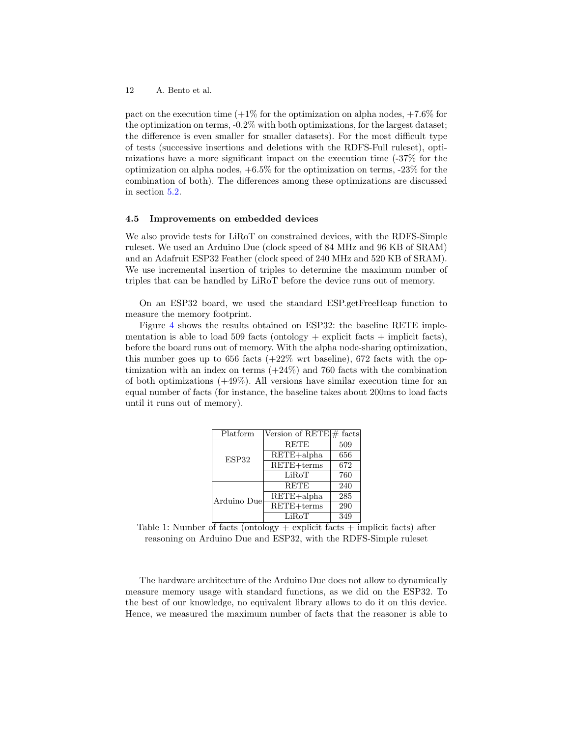pact on the execution time (+1% for the optimization on alpha nodes, +7.6% for the optimization on terms, -0.2% with both optimizations, for the largest dataset; the difference is even smaller for smaller datasets). For the most difficult type of tests (successive insertions and deletions with the RDFS-Full ruleset), optimizations have a more significant impact on the execution time (-37% for the optimization on alpha nodes, +6.5% for the optimization on terms, -23% for the combination of both). The differences among these optimizations are discussed in section 5.2.

### 4.5 Improvements on embedded devices

We also provide tests for LiRoT on constrained devices, with the RDFS-Simple ruleset. We used an Arduino Due (clock speed of 84 MHz and 96 KB of SRAM) and an Adafruit ESP32 Feather (clock speed of 240 MHz and 520 KB of SRAM). We use incremental insertion of triples to determine the maximum number of triples that can be handled by LiRoT before the device runs out of memory.

On an ESP32 board, we used the standard ESP.getFreeHeap function to measure the memory footprint.

Figure 4 shows the results obtained on ESP32: the baseline RETE implementation is able to load 509 facts (ontology + explicit facts + implicit facts), before the board runs out of memory. With the alpha node-sharing optimization, this number goes up to 656 facts (+22% wrt baseline), 672 facts with the optimization with an index on terms (+24%) and 760 facts with the combination of both optimizations (+49%). All versions have similar execution time for an equal number of facts (for instance, the baseline takes about 200ms to load facts until it runs out of memory).

| Platform | Version of RETE | # facts |
|---|---|---|
| ESP32 | RETE | 509 |
| | RETE+alpha | 656 |
| | RETE+terms | 672 |
| | LiRoT | 760 |
| Arduino Due | RETE | 240 |
| | RETE+alpha | 285 |
| | RETE+terms | 290 |
| | LiRoT | 349 |

Table 1: Number of facts (ontology + explicit facts + implicit facts) after reasoning on Arduino Due and ESP32, with the RDFS-Simple ruleset

The hardware architecture of the Arduino Due does not allow to dynamically measure memory usage with standard functions, as we did on the ESP32. To the best of our knowledge, no equivalent library allows to do it on this device. Hence, we measured the maximum number of facts that the reasoner is able to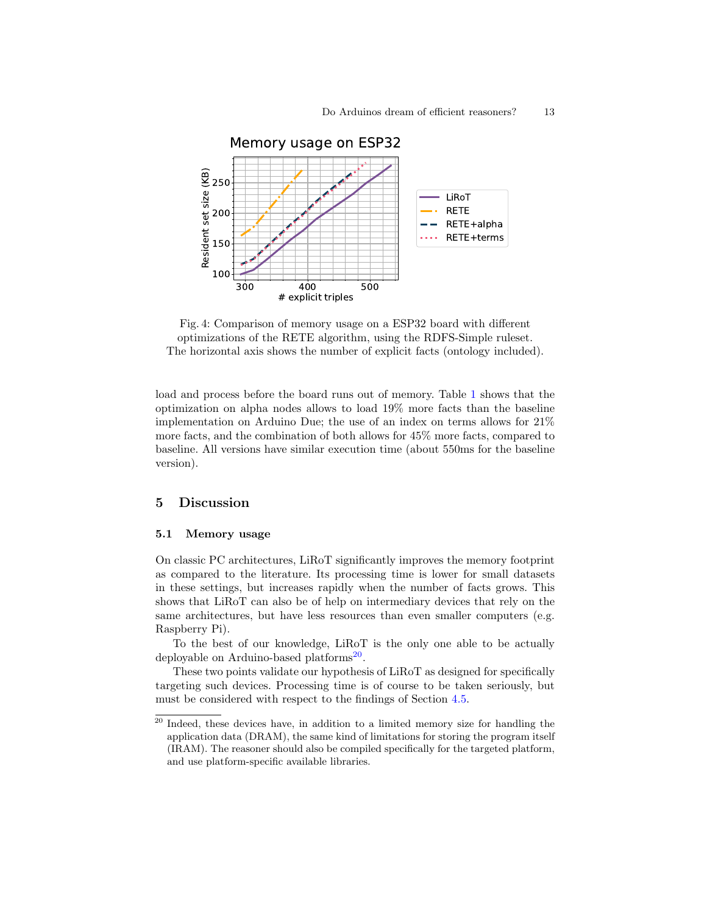Memory usage on ESP32

Resident set size (KB)

250

200

150

100

300

400

500

# explicit triples

LiRoT

RETE

RETE+alpha

RETE+terms

Fig. 4: Comparison of memory usage on a ESP32 board with different optimizations of the RETE algorithm, using the RDFS-Simple ruleset. The horizontal axis shows the number of explicit facts (ontology included).

load and process before the board runs out of memory. Table 1 shows that the optimization on alpha nodes allows to load 19% more facts than the baseline implementation on Arduino Due; the use of an index on terms allows for 21% more facts, and the combination of both allows for 45% more facts, compared to baseline. All versions have similar execution time (about 550ms for the baseline version).

## 5 Discussion

### 5.1 Memory usage

On classic PC architectures, LiRoT significantly improves the memory footprint as compared to the literature. Its processing time is lower for small datasets in these settings, but increases rapidly when the number of facts grows. This shows that LiRoT can also be of help on intermediary devices that rely on the same architectures, but have less resources than even smaller computers (e.g. Raspberry Pi).

To the best of our knowledge, LiRoT is the only one able to be actually deployable on Arduino-based platforms[20].

These two points validate our hypothesis of LiRoT as designed for specifically targeting such devices. Processing time is of course to be taken seriously, but must be considered with respect to the findings of Section 4.5.

[20] Indeed, these devices have, in addition to a limited memory size for handling the application data (DRAM), the same kind of limitations for storing the program itself (IRAM). The reasoner should also be compiled specifically for the targeted platform, and use platform-specific available libraries.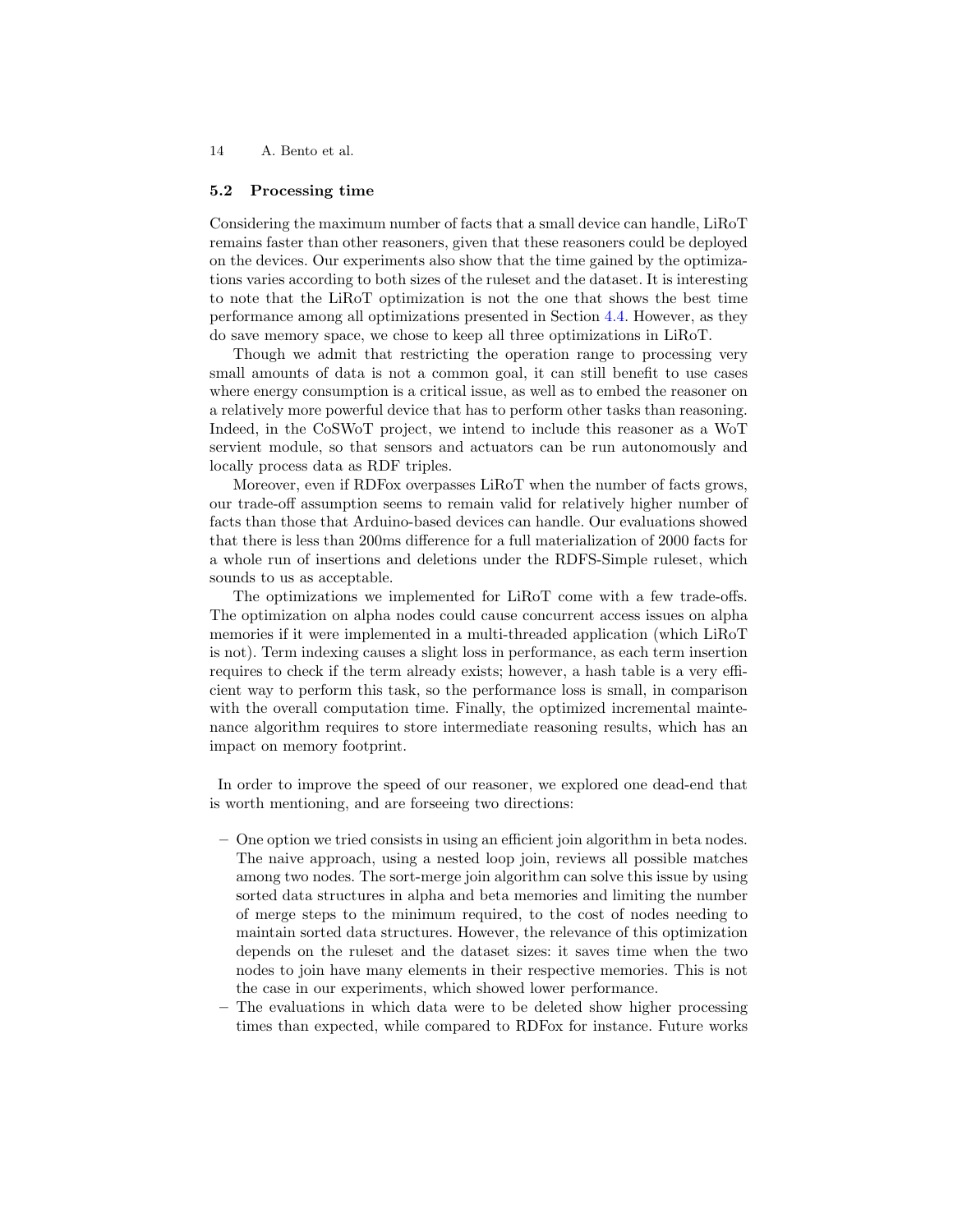### 5.2 Processing time

Considering the maximum number of facts that a small device can handle, LiRoT remains faster than other reasoners, given that these reasoners could be deployed on the devices. Our experiments also show that the time gained by the optimizations varies according to both sizes of the ruleset and the dataset. It is interesting to note that the LiRoT optimization is not the one that shows the best time performance among all optimizations presented in Section 4.4. However, as they do save memory space, we chose to keep all three optimizations in LiRoT.

Though we admit that restricting the operation range to processing very small amounts of data is not a common goal, it can still benefit to use cases where energy consumption is a critical issue, as well as to embed the reasoner on a relatively more powerful device that has to perform other tasks than reasoning. Indeed, in the CoSWoT project, we intend to include this reasoner as a WoT servient module, so that sensors and actuators can be run autonomously and locally process data as RDF triples.

Moreover, even if RDFox overpasses LiRoT when the number of facts grows, our trade-off assumption seems to remain valid for relatively higher number of facts than those that Arduino-based devices can handle. Our evaluations showed that there is less than 200ms difference for a full materialization of 2000 facts for a whole run of insertions and deletions under the RDFS-Simple ruleset, which sounds to us as acceptable.

The optimizations we implemented for LiRoT come with a few trade-offs. The optimization on alpha nodes could cause concurrent access issues on alpha memories if it were implemented in a multi-threaded application (which LiRoT is not). Term indexing causes a slight loss in performance, as each term insertion requires to check if the term already exists; however, a hash table is a very efficient way to perform this task, so the performance loss is small, in comparison with the overall computation time. Finally, the optimized incremental maintenance algorithm requires to store intermediate reasoning results, which has an impact on memory footprint.

In order to improve the speed of our reasoner, we explored one dead-end that is worth mentioning, and are forseeing two directions:

- One option we tried consists in using an efficient join algorithm in beta nodes. The naive approach, using a nested loop join, reviews all possible matches among two nodes. The sort-merge join algorithm can solve this issue by using sorted data structures in alpha and beta memories and limiting the number of merge steps to the minimum required, to the cost of nodes needing to maintain sorted data structures. However, the relevance of this optimization depends on the ruleset and the dataset sizes: it saves time when the two nodes to join have many elements in their respective memories. This is not the case in our experiments, which showed lower performance.
- The evaluations in which data were to be deleted show higher processing times than expected, while compared to RDFox for instance. Future works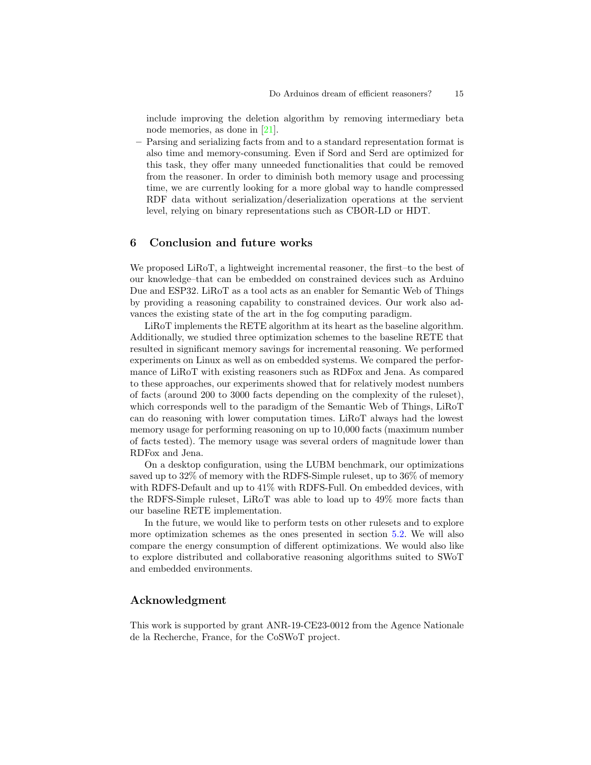include improving the deletion algorithm by removing intermediary beta node memories, as done in [21].

– Parsing and serializing facts from and to a standard representation format is also time and memory-consuming. Even if Sord and Serd are optimized for this task, they offer many unneeded functionalities that could be removed from the reasoner. In order to diminish both memory usage and processing time, we are currently looking for a more global way to handle compressed RDF data without serialization/deserialization operations at the servient level, relying on binary representations such as CBOR-LD or HDT.

## 6 Conclusion and future works

We proposed LiRoT, a lightweight incremental reasoner, the first–to the best of our knowledge–that can be embedded on constrained devices such as Arduino Due and ESP32. LiRoT as a tool acts as an enabler for Semantic Web of Things by providing a reasoning capability to constrained devices. Our work also advances the existing state of the art in the fog computing paradigm.

LiRoT implements the RETE algorithm at its heart as the baseline algorithm. Additionally, we studied three optimization schemes to the baseline RETE that resulted in significant memory savings for incremental reasoning. We performed experiments on Linux as well as on embedded systems. We compared the performance of LiRoT with existing reasoners such as RDFox and Jena. As compared to these approaches, our experiments showed that for relatively modest numbers of facts (around 200 to 3000 facts depending on the complexity of the ruleset), which corresponds well to the paradigm of the Semantic Web of Things, LiRoT can do reasoning with lower computation times. LiRoT always had the lowest memory usage for performing reasoning on up to 10,000 facts (maximum number of facts tested). The memory usage was several orders of magnitude lower than RDFox and Jena.

On a desktop configuration, using the LUBM benchmark, our optimizations saved up to 32% of memory with the RDFS-Simple ruleset, up to 36% of memory with RDFS-Default and up to 41% with RDFS-Full. On embedded devices, with the RDFS-Simple ruleset, LiRoT was able to load up to 49% more facts than our baseline RETE implementation.

In the future, we would like to perform tests on other rulesets and to explore more optimization schemes as the ones presented in section 5.2. We will also compare the energy consumption of different optimizations. We would also like to explore distributed and collaborative reasoning algorithms suited to SWoT and embedded environments.

## Acknowledgment

This work is supported by grant ANR-19-CE23-0012 from the Agence Nationale de la Recherche, France, for the CoSWoT project.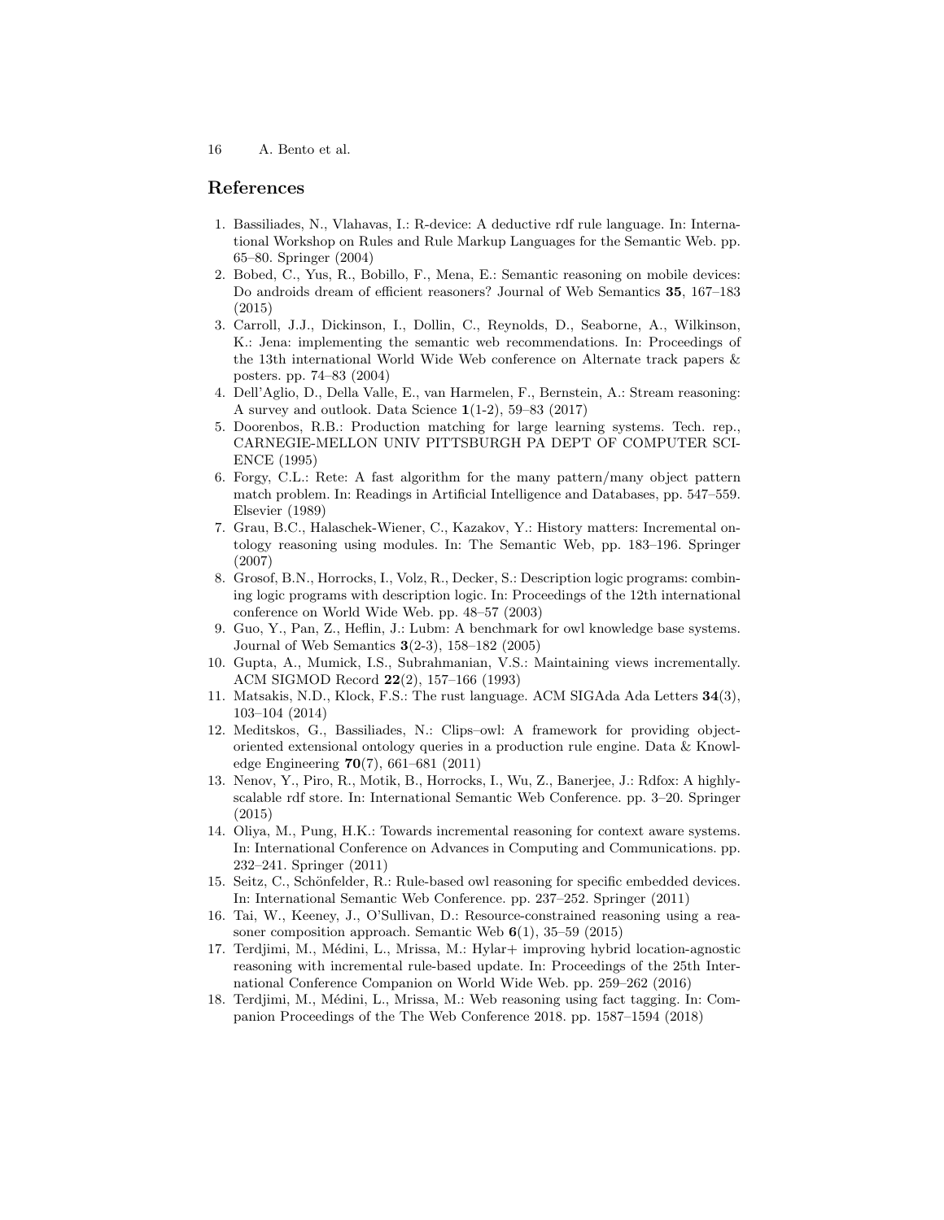## References

1. Bassiliades, N., Vlahavas, I.: R-device: A deductive rdf rule language. In: International Workshop on Rules and Rule Markup Languages for the Semantic Web. pp. 65–80. Springer (2004)
2. Bobed, C., Yus, R., Bobillo, F., Mena, E.: Semantic reasoning on mobile devices: Do androids dream of efficient reasoners? Journal of Web Semantics **35**, 167–183 (2015)
3. Carroll, J.J., Dickinson, I., Dollin, C., Reynolds, D., Seaborne, A., Wilkinson, K.: Jena: implementing the semantic web recommendations. In: Proceedings of the 13th international World Wide Web conference on Alternate track papers & posters. pp. 74–83 (2004)
4. Dell'Aglio, D., Della Valle, E., van Harmelen, F., Bernstein, A.: Stream reasoning: A survey and outlook. Data Science **1**(1-2), 59–83 (2017)
5. Doorenbos, R.B.: Production matching for large learning systems. Tech. rep., CARNEGIE-MELLON UNIV PITTSBURGH PA DEPT OF COMPUTER SCIENCE (1995)
6. Forgy, C.L.: Rete: A fast algorithm for the many pattern/many object pattern match problem. In: Readings in Artificial Intelligence and Databases, pp. 547–559. Elsevier (1989)
7. Grau, B.C., Halaschek-Wiener, C., Kazakov, Y.: History matters: Incremental ontology reasoning using modules. In: The Semantic Web, pp. 183–196. Springer (2007)
8. Grosof, B.N., Horrocks, I., Volz, R., Decker, S.: Description logic programs: combining logic programs with description logic. In: Proceedings of the 12th international conference on World Wide Web. pp. 48–57 (2003)
9. Guo, Y., Pan, Z., Heflin, J.: Lubm: A benchmark for owl knowledge base systems. Journal of Web Semantics **3**(2-3), 158–182 (2005)
10. Gupta, A., Mumick, I.S., Subrahmanian, V.S.: Maintaining views incrementally. ACM SIGMOD Record **22**(2), 157–166 (1993)
11. Matsakis, N.D., Klock, F.S.: The rust language. ACM SIGAda Ada Letters **34**(3), 103–104 (2014)
12. Meditskos, G., Bassiliades, N.: Clips–owl: A framework for providing object-oriented extensional ontology queries in a production rule engine. Data & Knowledge Engineering **70**(7), 661–681 (2011)
13. Nenov, Y., Piro, R., Motik, B., Horrocks, I., Wu, Z., Banerjee, J.: Rdfox: A highly-scalable rdf store. In: International Semantic Web Conference. pp. 3–20. Springer (2015)
14. Oliya, M., Pung, H.K.: Towards incremental reasoning for context aware systems. In: International Conference on Advances in Computing and Communications. pp. 232–241. Springer (2011)
15. Seitz, C., Schönfelder, R.: Rule-based owl reasoning for specific embedded devices. In: International Semantic Web Conference. pp. 237–252. Springer (2011)
16. Tai, W., Keeney, J., O'Sullivan, D.: Resource-constrained reasoning using a reasoner composition approach. Semantic Web **6**(1), 35–59 (2015)
17. Terdjimi, M., Médini, L., Mrissa, M.: Hylar+ improving hybrid location-agnostic reasoning with incremental rule-based update. In: Proceedings of the 25th International Conference Companion on World Wide Web. pp. 259–262 (2016)
18. Terdjimi, M., Médini, L., Mrissa, M.: Web reasoning using fact tagging. In: Companion Proceedings of the The Web Conference 2018. pp. 1587–1594 (2018)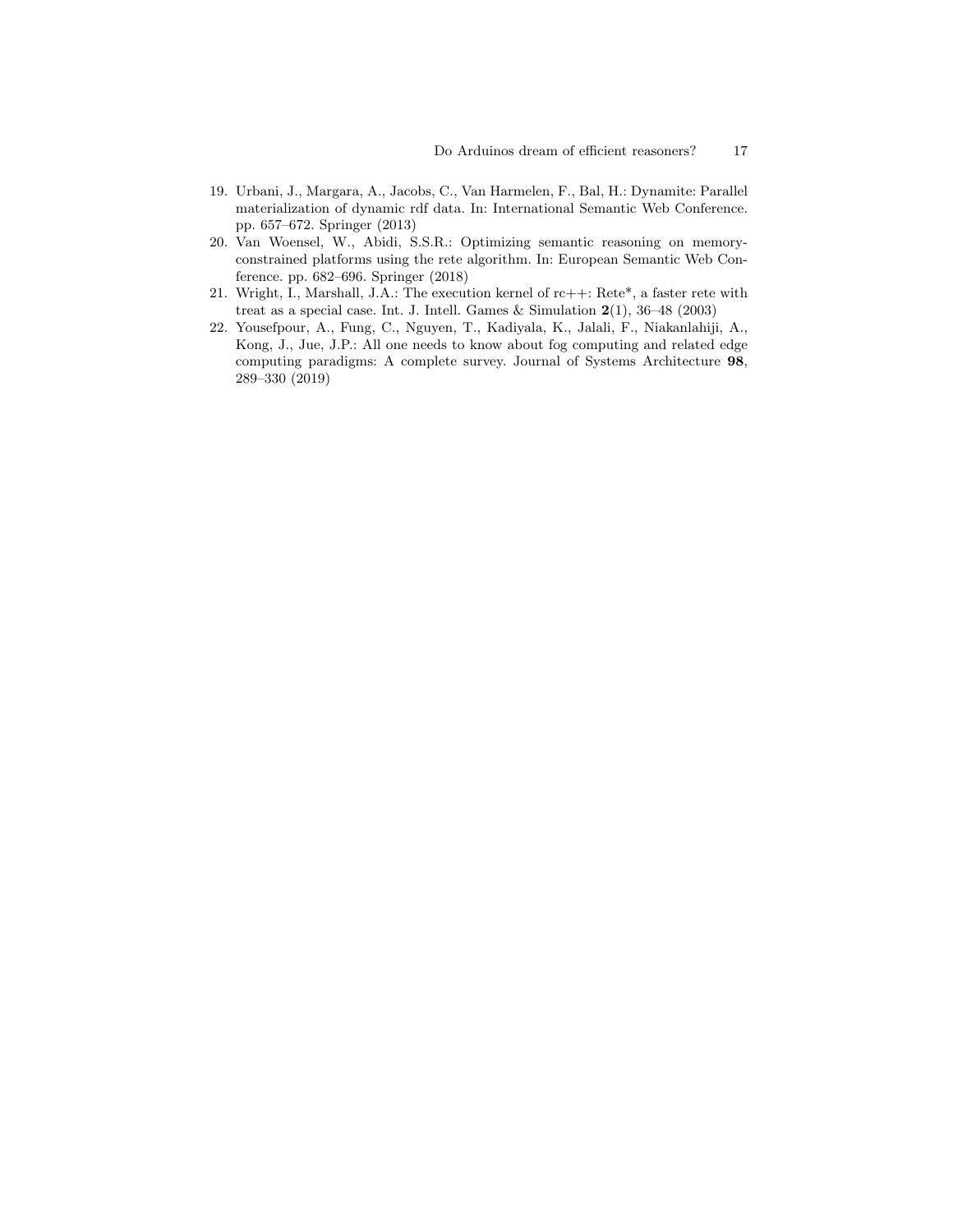19. Urbani, J., Margara, A., Jacobs, C., Van Harmelen, F., Bal, H.: Dynamite: Parallel materialization of dynamic rdf data. In: International Semantic Web Conference. pp. 657–672. Springer (2013)
20. Van Woensel, W., Abidi, S.S.R.: Optimizing semantic reasoning on memory-constrained platforms using the rete algorithm. In: European Semantic Web Conference. pp. 682–696. Springer (2018)
21. Wright, I., Marshall, J.A.: The execution kernel of rc++: Rete*, a faster rete with treat as a special case. Int. J. Intell. Games & Simulation **2**(1), 36–48 (2003)
22. Yousefpour, A., Fung, C., Nguyen, T., Kadiyala, K., Jalali, F., Niakanlahiji, A., Kong, J., Jue, J.P.: All one needs to know about fog computing and related edge computing paradigms: A complete survey. Journal of Systems Architecture **98**, 289–330 (2019)